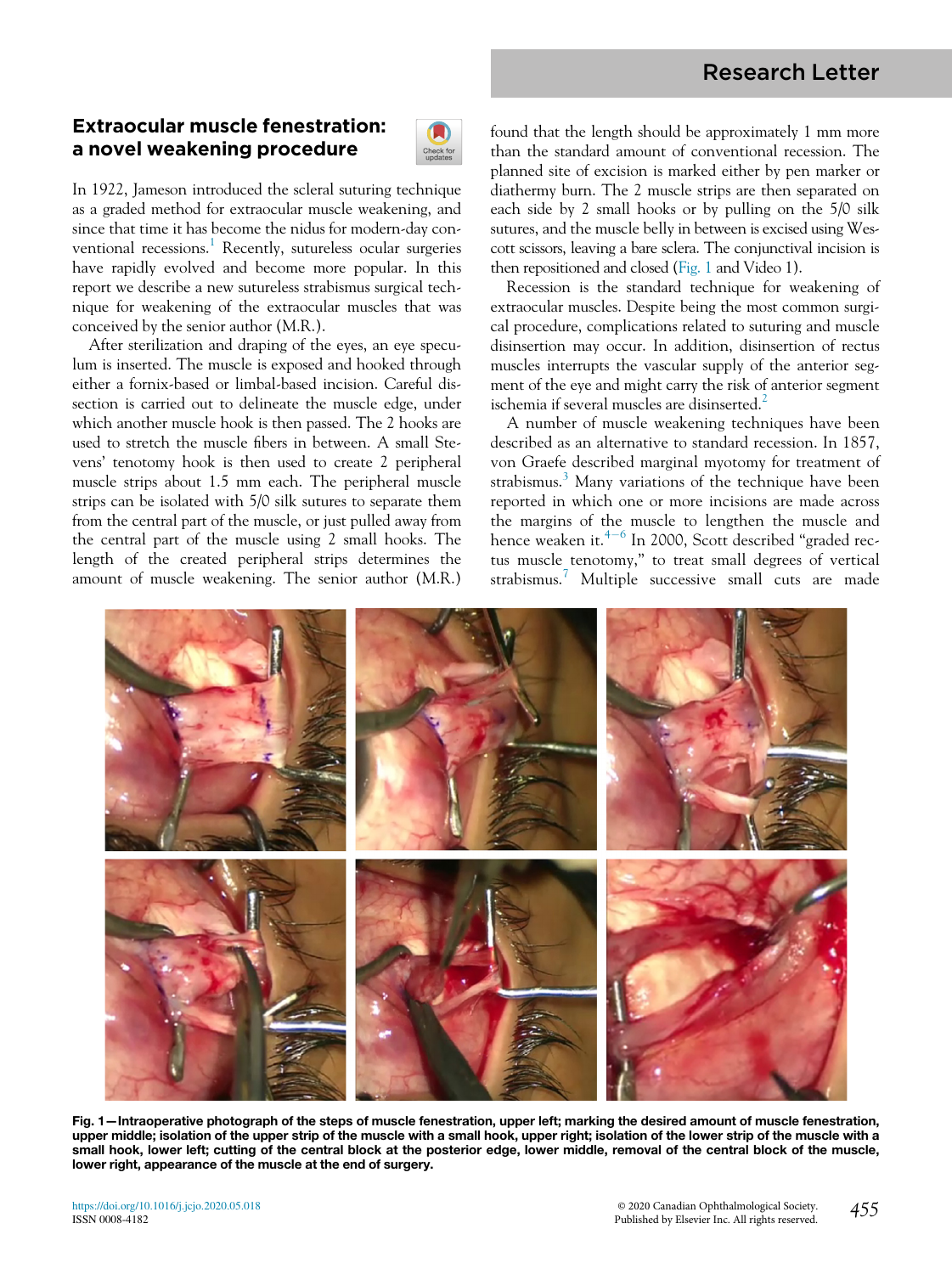# Extraocular muscle fenestration: a novel weakening procedure

In 1922, Jameson introduced the scleral suturing technique as a graded method for extraocular muscle weakening, and since that time it has become the nidus for modern-day conventional recessions.[1] Recently, sutureless ocular surgeries have rapidly evolved and become more popular. In this report we describe a new sutureless strabismus surgical technique for weakening of the extraocular muscles that was conceived by the senior author (M.R.).

After sterilization and draping of the eyes, an eye speculum is inserted. The muscle is exposed and hooked through either a fornix-based or limbal-based incision. Careful dissection is carried out to delineate the muscle edge, under which another muscle hook is then passed. The 2 hooks are used to stretch the muscle fibers in between. A small Stevens' tenotomy hook is then used to create 2 peripheral muscle strips about 1.5 mm each. The peripheral muscle strips can be isolated with 5/0 silk sutures to separate them from the central part of the muscle, or just pulled away from the central part of the muscle using 2 small hooks. The length of the created peripheral strips determines the amount of muscle weakening. The senior author (M.R.) found that the length should be approximately 1 mm more than the standard amount of conventional recession. The planned site of excision is marked either by pen marker or diathermy burn. The 2 muscle strips are then separated on each side by 2 small hooks or by pulling on the 5/0 silk sutures, and the muscle belly in between is excised using Wescott scissors, leaving a bare sclera. The conjunctival incision is then repositioned and closed (Fig. 1 and Video 1).

Recession is the standard technique for weakening of extraocular muscles. Despite being the most common surgical procedure, complications related to suturing and muscle disinsertion may occur. In addition, disinsertion of rectus muscles interrupts the vascular supply of the anterior segment of the eye and might carry the risk of anterior segment ischemia if several muscles are disinserted.[2]

A number of muscle weakening techniques have been described as an alternative to standard recession. In 1857, von Graefe described marginal myotomy for treatment of strabismus.[3] Many variations of the technique have been reported in which one or more incisions are made across the margins of the muscle to lengthen the muscle and hence weaken it.[4–6] In 2000, Scott described "graded rectus muscle tenotomy," to treat small degrees of vertical strabismus.[7] Multiple successive small cuts are made

**Fig. 1—Intraoperative photograph of the steps of muscle fenestration, upper left; marking the desired amount of muscle fenestration, upper middle; isolation of the upper strip of the muscle with a small hook, upper right; isolation of the lower strip of the muscle with a small hook, lower left; cutting of the central block at the posterior edge, lower middle, removal of the central block of the muscle, lower right, appearance of the muscle at the end of surgery.**

https://doi.org/10.1016/j.jcjo.2020.05.018
ISSN 0008-4182

© 2020 Canadian Ophthalmological Society. Published by Elsevier Inc. All rights reserved.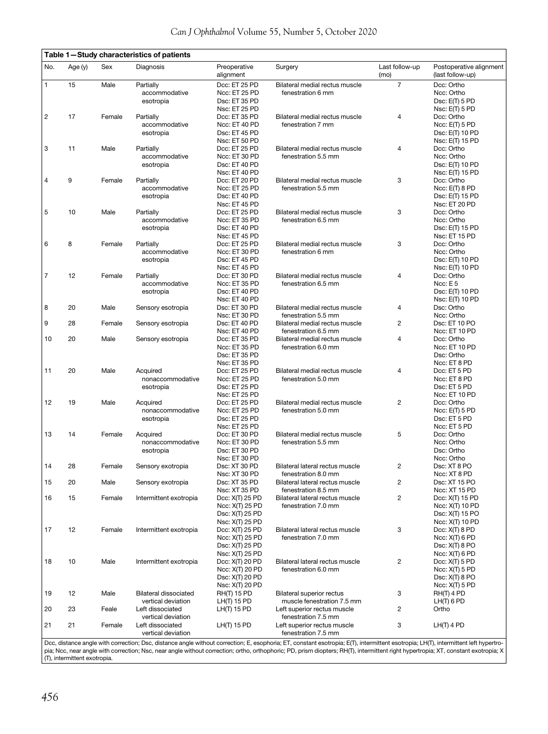**Table 1—Study characteristics of patients**

| No. | Age (y) | Sex | Diagnosis | Preoperative alignment | Surgery | Last follow-up (mo) | Postoperative alignment (last follow-up) |
|---|---|---|---|---|---|---|---|
| 1 | 15 | Male | Partially accommodative esotropia | Dcc: ET 25 PD<br>Ncc: ET 25 PD<br>Dsc: ET 35 PD<br>Nsc: ET 25 PD | Bilateral medial rectus muscle fenestration 6 mm | 7 | Dcc: Ortho<br>Ncc: Ortho<br>Dsc: E(T) 5 PD<br>Nsc: E(T) 5 PD |
| 2 | 17 | Female | Partially accommodative esotropia | Dcc: ET 35 PD<br>Ncc: ET 40 PD<br>Dsc: ET 45 PD<br>Nsc: ET 50 PD | Bilateral medial rectus muscle fenestration 7 mm | 4 | Dcc: Ortho<br>Ncc: E(T) 5 PD<br>Dsc: E(T) 10 PD<br>Nsc: E(T) 15 PD |
| 3 | 11 | Male | Partially accommodative esotropia | Dcc: ET 25 PD<br>Ncc: ET 30 PD<br>Dsc: ET 40 PD<br>Nsc: ET 40 PD | Bilateral medial rectus muscle fenestration 5.5 mm | 4 | Dcc: Ortho<br>Ncc: Ortho<br>Dsc: E(T) 10 PD<br>Nsc: E(T) 15 PD |
| 4 | 9 | Female | Partially accommodative esotropia | Dcc: ET 20 PD<br>Ncc: ET 25 PD<br>Dsc: ET 40 PD<br>Nsc: ET 45 PD | Bilateral medial rectus muscle fenestration 5.5 mm | 3 | Dcc: Ortho<br>Ncc: E(T) 8 PD<br>Dsc: E(T) 15 PD<br>Nsc: ET 20 PD |
| 5 | 10 | Male | Partially accommodative esotropia | Dcc: ET 25 PD<br>Ncc: ET 35 PD<br>Dsc: ET 40 PD<br>Nsc: ET 45 PD | Bilateral medial rectus muscle fenestration 6.5 mm | 3 | Dcc: Ortho<br>Ncc: Ortho<br>Dsc: E(T) 15 PD<br>Nsc: ET 15 PD |
| 6 | 8 | Female | Partially accommodative esotropia | Dcc: ET 25 PD<br>Ncc: ET 30 PD<br>Dsc: ET 45 PD<br>Nsc: ET 45 PD | Bilateral medial rectus muscle fenestration 6 mm | 3 | Dcc: Ortho<br>Ncc: Ortho<br>Dsc: E(T) 10 PD<br>Nsc: E(T) 10 PD |
| 7 | 12 | Female | Partially accommodative esotropia | Dcc: ET 30 PD<br>Ncc: ET 35 PD<br>Dsc: ET 40 PD<br>Nsc: ET 40 PD | Bilateral medial rectus muscle fenestration 6.5 mm | 4 | Dcc: Ortho<br>Ncc: E 5<br>Dsc: E(T) 10 PD<br>Nsc: E(T) 10 PD |
| 8 | 20 | Male | Sensory esotropia | Dsc: ET 30 PD<br>Nsc: ET 30 PD | Bilateral medial rectus muscle fenestration 5.5 mm | 4 | Dsc: Ortho<br>Ncc: Ortho |
| 9 | 28 | Female | Sensory esotropia | Dsc: ET 40 PD<br>Nsc: ET 40 PD | Bilateral medial rectus muscle fenestration 6.5 mm | 2 | Dsc: ET 10 PO<br>Ncc: ET 10 PD |
| 10 | 20 | Male | Sensory esotropia | Dcc: ET 35 PD<br>Ncc: ET 35 PD<br>Dsc: ET 35 PD<br>Nsc: ET 35 PD | Bilateral medial rectus muscle fenestration 6.0 mm | 4 | Dcc: Ortho<br>Ncc: ET 10 PD<br>Dsc: Ortho<br>Ncc: ET 8 PD |
| 11 | 20 | Male | Acquired nonaccommodative esotropia | Dcc: ET 25 PD<br>Ncc: ET 25 PD<br>Dsc: ET 25 PD<br>Nsc: ET 25 PD | Bilateral medial rectus muscle fenestration 5.0 mm | 4 | Dcc: ET 5 PD<br>Ncc: ET 8 PD<br>Dsc: ET 5 PD<br>Ncc: ET 10 PD |
| 12 | 19 | Male | Acquired nonaccommodative esotropia | Dcc: ET 25 PD<br>Ncc: ET 25 PD<br>Dsc: ET 25 PD<br>Nsc: ET 25 PD | Bilateral medial rectus muscle fenestration 5.0 mm | 2 | Dcc: Ortho<br>Ncc: E(T) 5 PD<br>Dsc: ET 5 PD<br>Ncc: ET 5 PD |
| 13 | 14 | Female | Acquired nonaccommodative esotropia | Dcc: ET 30 PD<br>Ncc: ET 30 PD<br>Dsc: ET 30 PD<br>Nsc: ET 30 PD | Bilateral medial rectus muscle fenestration 5.5 mm | 5 | Dcc: Ortho<br>Ncc: Ortho<br>Dsc: Ortho<br>Ncc: Ortho |
| 14 | 28 | Female | Sensory exotropia | Dsc: XT 30 PD<br>Nsc: XT 30 PD | Bilateral lateral rectus muscle fenestration 8.0 mm | 2 | Dsc: XT 8 PO<br>Ncc: XT 8 PD |
| 15 | 20 | Male | Sensory exotropia | Dsc: XT 35 PD<br>Nsc: XT 35 PD | Bilateral lateral rectus muscle fenestration 8.5 mm | 2 | Dsc: XT 15 PO<br>Ncc: XT 15 PD |
| 16 | 15 | Female | Intermittent exotropia | Dcc: X(T) 25 PD<br>Ncc: X(T) 25 PD<br>Dsc: X(T) 25 PD<br>Nsc: X(T) 25 PD | Bilateral lateral rectus muscle fenestration 7.0 mm | 2 | Dcc: X(T) 15 PD<br>Ncc: X(T) 10 PD<br>Dsc: X(T) 15 PO<br>Ncc: X(T) 10 PD |
| 17 | 12 | Female | Intermittent exotropia | Dcc: X(T) 25 PD<br>Ncc: X(T) 25 PD<br>Dsc: X(T) 25 PD<br>Nsc: X(T) 25 PD | Bilateral lateral rectus muscle fenestration 7.0 mm | 3 | Dcc: X(T) 8 PD<br>Ncc: X(T) 6 PD<br>Dsc: X(T) 8 PO<br>Ncc: X(T) 6 PD |
| 18 | 10 | Male | Intermittent exotropia | Dcc: X(T) 20 PD<br>Ncc: X(T) 20 PD<br>Dsc: X(T) 20 PD<br>Nsc: X(T) 20 PD | Bilateral lateral rectus muscle fenestration 6.0 mm | 2 | Dcc: X(T) 5 PD<br>Ncc: X(T) 5 PD<br>Dsc: X(T) 8 PO<br>Ncc: X(T) 5 PD |
| 19 | 12 | Male | Bilateral dissociated vertical deviation | RH(T) 15 PD<br>LH(T) 15 PD | Bilateral superior rectus muscle fenestration 7.5 mm | 3 | RH(T) 4 PD<br>LH(T) 6 PD |
| 20 | 23 | Feale | Left dissociated vertical deviation | LH(T) 15 PD | Left superior rectus muscle fenestration 7.5 mm | 2 | Ortho |
| 21 | 21 | Female | Left dissociated vertical deviation | LH(T) 15 PD | Left superior rectus muscle fenestration 7.5 mm | 3 | LH(T) 4 PD |

Dcc, distance angle with correction; Dsc, distance angle without correction; E, esophoria; ET, constant esotropia; E(T), intermittent esotropia; LH(T), intermittent left hypertropia; Ncc, near angle with correction; Nsc, near angle without correction; ortho, orthophoric; PD, prism diopters; RH(T), intermittent right hypertropia; XT, constant exotropia; X(T), intermittent exotropia.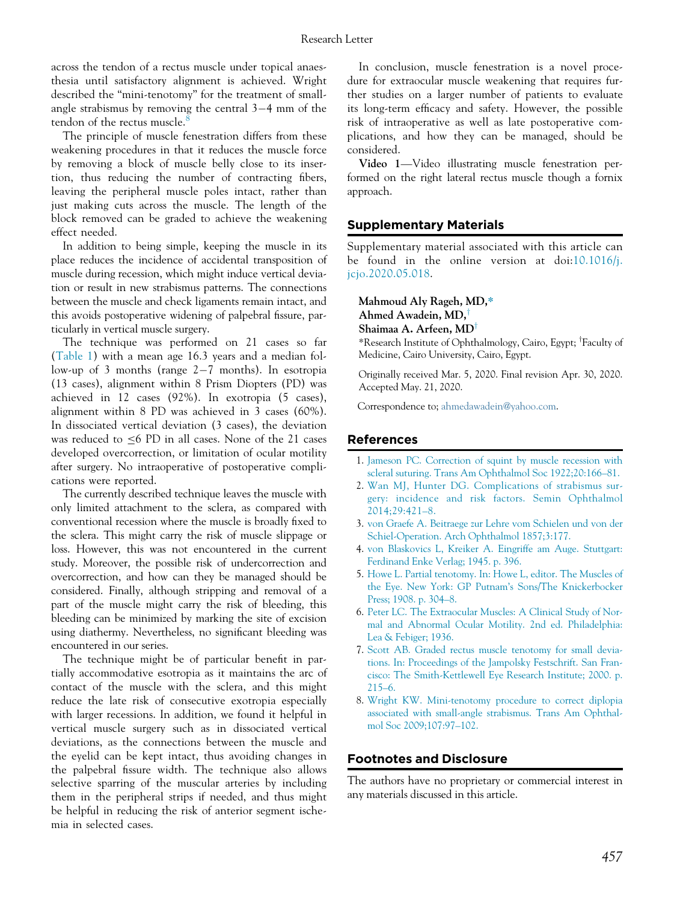across the tendon of a rectus muscle under topical anaesthesia until satisfactory alignment is achieved. Wright described the "mini-tenotomy" for the treatment of small-angle strabismus by removing the central 3−4 mm of the tendon of the rectus muscle.[8]

The principle of muscle fenestration differs from these weakening procedures in that it reduces the muscle force by removing a block of muscle belly close to its insertion, thus reducing the number of contracting fibers, leaving the peripheral muscle poles intact, rather than just making cuts across the muscle. The length of the block removed can be graded to achieve the weakening effect needed.

In addition to being simple, keeping the muscle in its place reduces the incidence of accidental transposition of muscle during recession, which might induce vertical deviation or result in new strabismus patterns. The connections between the muscle and check ligaments remain intact, and this avoids postoperative widening of palpebral fissure, particularly in vertical muscle surgery.

The technique was performed on 21 cases so far (Table 1) with a mean age 16.3 years and a median follow-up of 3 months (range 2−7 months). In esotropia (13 cases), alignment within 8 Prism Diopters (PD) was achieved in 12 cases (92%). In exotropia (5 cases), alignment within 8 PD was achieved in 3 cases (60%). In dissociated vertical deviation (3 cases), the deviation was reduced to ≤6 PD in all cases. None of the 21 cases developed overcorrection, or limitation of ocular motility after surgery. No intraoperative of postoperative complications were reported.

The currently described technique leaves the muscle with only limited attachment to the sclera, as compared with conventional recession where the muscle is broadly fixed to the sclera. This might carry the risk of muscle slippage or loss. However, this was not encountered in the current study. Moreover, the possible risk of undercorrection and overcorrection, and how can they be managed should be considered. Finally, although stripping and removal of a part of the muscle might carry the risk of bleeding, this bleeding can be minimized by marking the site of excision using diathermy. Nevertheless, no significant bleeding was encountered in our series.

The technique might be of particular benefit in partially accommodative esotropia as it maintains the arc of contact of the muscle with the sclera, and this might reduce the late risk of consecutive exotropia especially with larger recessions. In addition, we found it helpful in vertical muscle surgery such as in dissociated vertical deviations, as the connections between the muscle and the eyelid can be kept intact, thus avoiding changes in the palpebral fissure width. The technique also allows selective sparring of the muscular arteries by including them in the peripheral strips if needed, and thus might be helpful in reducing the risk of anterior segment ischemia in selected cases.

In conclusion, muscle fenestration is a novel procedure for extraocular muscle weakening that requires further studies on a larger number of patients to evaluate its long-term efficacy and safety. However, the possible risk of intraoperative as well as late postoperative complications, and how can they be managed, should be considered.

**Video 1**—Video illustrating muscle fenestration performed on the right lateral rectus muscle though a fornix approach.

## Supplementary Materials

Supplementary material associated with this article can be found in the online version at doi:10.1016/j.jcjo.2020.05.018.

**Mahmoud Aly Rageh, MD,***
**Ahmed Awadein, MD,**[†]
**Shaimaa A. Arfeen, MD**[†]

*Research Institute of Ophthalmology, Cairo, Egypt; [†]Faculty of Medicine, Cairo University, Cairo, Egypt.

Originally received Mar. 5, 2020. Final revision Apr. 30, 2020. Accepted May. 21, 2020.

Correspondence to; ahmedawadein@yahoo.com.

## References

1. Jameson PC. Correction of squint by muscle recession with scleral suturing. Trans Am Ophthalmol Soc 1922;20:166–81.
2. Wan MJ, Hunter DG. Complications of strabismus surgery: incidence and risk factors. Semin Ophthalmol 2014;29:421–8.
3. von Graefe A. Beitraege zur Lehre vom Schielen und von der Schiel-Operation. Arch Ophthalmol 1857;3:177.
4. von Blaskovics L, Kreiker A. Eingriffe am Auge. Stuttgart: Ferdinand Enke Verlag; 1945. p. 396.
5. Howe L. Partial tenotomy. In: Howe L, editor. The Muscles of the Eye. New York: GP Putnam's Sons/The Knickerbocker Press; 1908. p. 304–8.
6. Peter LC. The Extraocular Muscles: A Clinical Study of Normal and Abnormal Ocular Motility. 2nd ed. Philadelphia: Lea & Febiger; 1936.
7. Scott AB. Graded rectus muscle tenotomy for small deviations. In: Proceedings of the Jampolsky Festschrift. San Francisco: The Smith-Kettlewell Eye Research Institute; 2000. p. 215–6.
8. Wright KW. Mini-tenotomy procedure to correct diplopia associated with small-angle strabismus. Trans Am Ophthalmol Soc 2009;107:97–102.

## Footnotes and Disclosure

The authors have no proprietary or commercial interest in any materials discussed in this article.